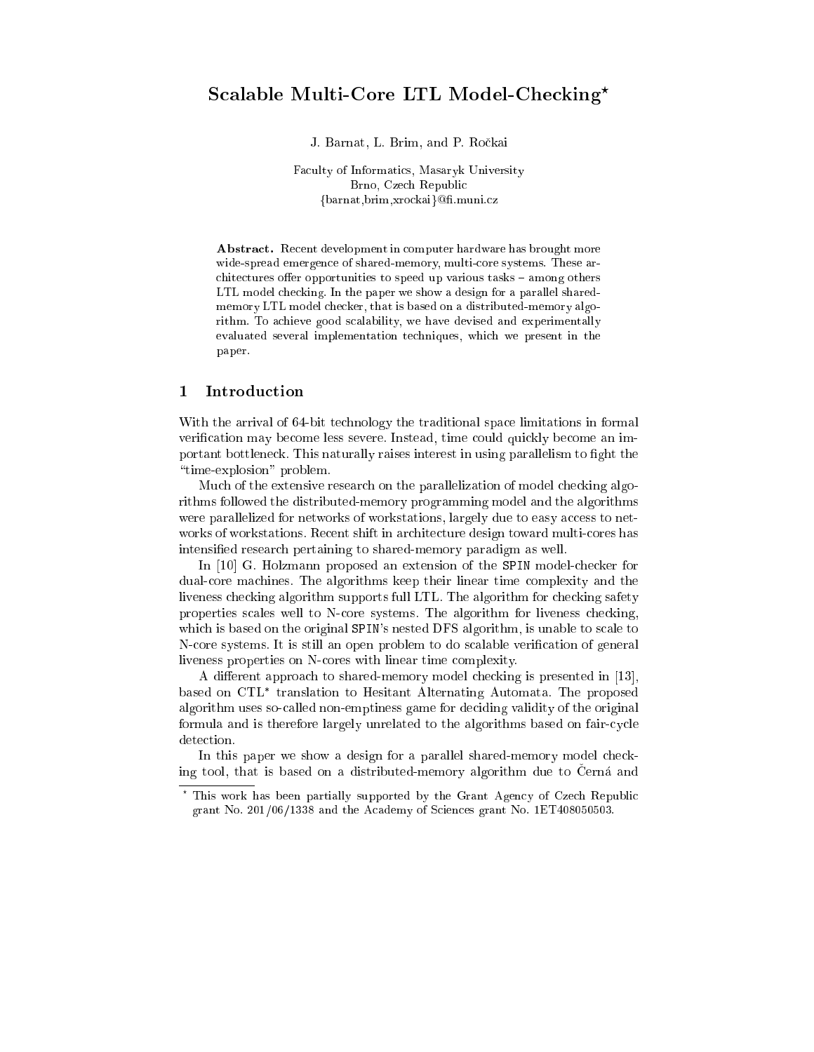# Scalable Multi-Core LTL Model-Checking*

J. Barnat, L. Brim, and P. Ročkai

Faculty of Informatics, Masaryk University
Brno, Czech Republic
{barnat,brim,xrockai}@fi.muni.cz

**Abstract.** Recent development in computer hardware has brought more wide-spread emergence of shared-memory, multi-core systems. These architectures offer opportunities to speed up various tasks – among others LTL model checking. In the paper we show a design for a parallel shared-memory LTL model checker, that is based on a distributed-memory algorithm. To achieve good scalability, we have devised and experimentally evaluated several implementation techniques, which we present in the paper.

## 1 Introduction

With the arrival of 64-bit technology the traditional space limitations in formal verification may become less severe. Instead, time could quickly become an important bottleneck. This naturally raises interest in using parallelism to fight the "time-explosion" problem.

Much of the extensive research on the parallelization of model checking algorithms followed the distributed-memory programming model and the algorithms were parallelized for networks of workstations, largely due to easy access to networks of workstations. Recent shift in architecture design toward multi-cores has intensified research pertaining to shared-memory paradigm as well.

In [10] G. Holzmann proposed an extension of the `SPIN` model-checker for dual-core machines. The algorithms keep their linear time complexity and the liveness checking algorithm supports full LTL. The algorithm for checking safety properties scales well to N-core systems. The algorithm for liveness checking, which is based on the original `SPIN`'s nested DFS algorithm, is unable to scale to N-core systems. It is still an open problem to do scalable verification of general liveness properties on N-cores with linear time complexity.

A different approach to shared-memory model checking is presented in [13], based on CTL* translation to Hesitant Alternating Automata. The proposed algorithm uses so-called non-emptiness game for deciding validity of the original formula and is therefore largely unrelated to the algorithms based on fair-cycle detection.

In this paper we show a design for a parallel shared-memory model checking tool, that is based on a distributed-memory algorithm due to Černá and

---

* This work has been partially supported by the Grant Agency of Czech Republic grant No. 201/06/1338 and the Academy of Sciences grant No. 1ET408050503.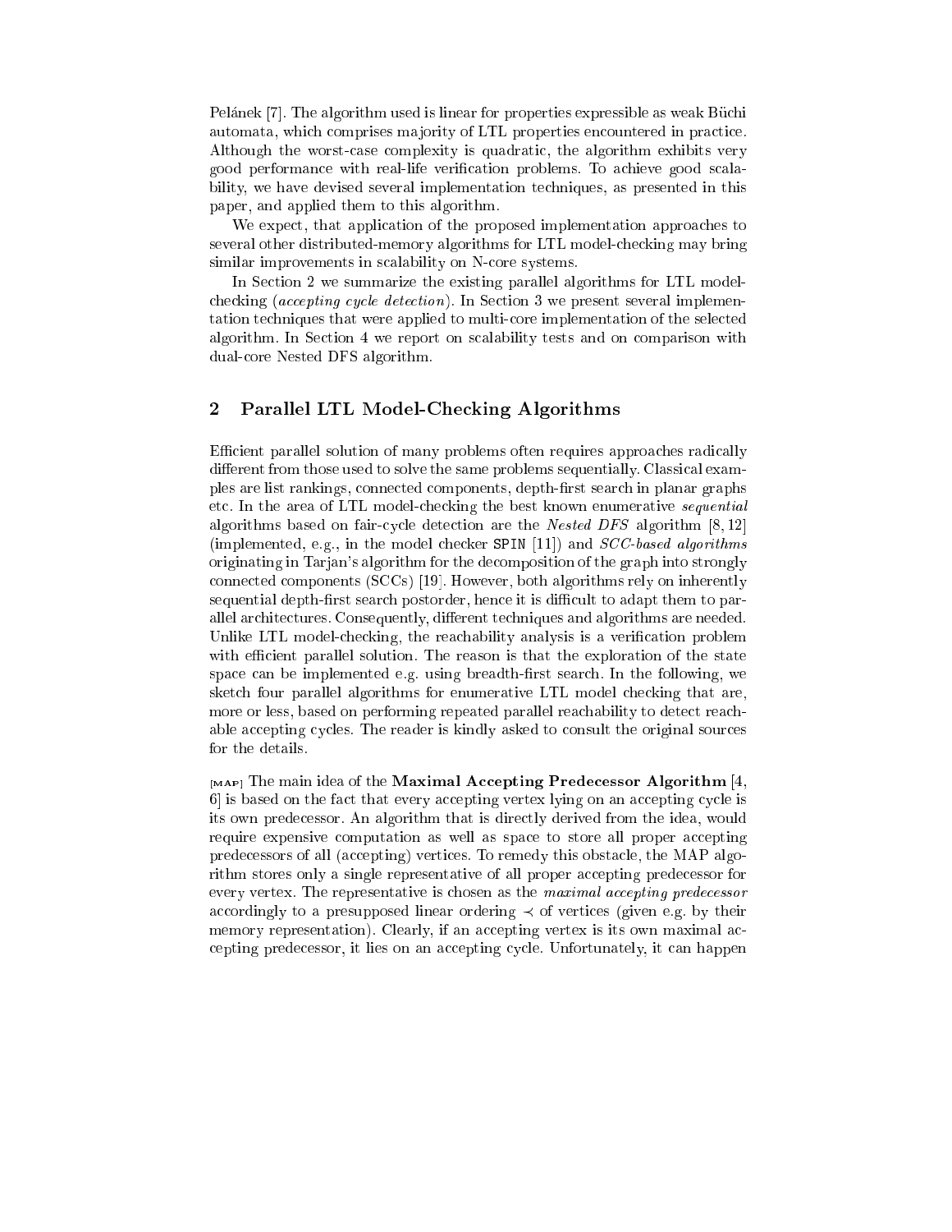Pelánek [7]. The algorithm used is linear for properties expressible as weak Büchi automata, which comprises majority of LTL properties encountered in practice. Although the worst-case complexity is quadratic, the algorithm exhibits very good performance with real-life verification problems. To achieve good scalability, we have devised several implementation techniques, as presented in this paper, and applied them to this algorithm.

We expect, that application of the proposed implementation approaches to several other distributed-memory algorithms for LTL model-checking may bring similar improvements in scalability on N-core systems.

In Section 2 we summarize the existing parallel algorithms for LTL model-checking (*accepting cycle detection*). In Section 3 we present several implementation techniques that were applied to multi-core implementation of the selected algorithm. In Section 4 we report on scalability tests and on comparison with dual-core Nested DFS algorithm.

## 2 Parallel LTL Model-Checking Algorithms

Efficient parallel solution of many problems often requires approaches radically different from those used to solve the same problems sequentially. Classical examples are list rankings, connected components, depth-first search in planar graphs etc. In the area of LTL model-checking the best known enumerative *sequential* algorithms based on fair-cycle detection are the *Nested DFS* algorithm [8, 12] (implemented, e.g., in the model checker `SPIN` [11]) and *SCC-based algorithms* originating in Tarjan's algorithm for the decomposition of the graph into strongly connected components (SCCs) [19]. However, both algorithms rely on inherently sequential depth-first search postorder, hence it is difficult to adapt them to parallel architectures. Consequently, different techniques and algorithms are needed. Unlike LTL model-checking, the reachability analysis is a verification problem with efficient parallel solution. The reason is that the exploration of the state space can be implemented e.g. using breadth-first search. In the following, we sketch four parallel algorithms for enumerative LTL model checking that are, more or less, based on performing repeated parallel reachability to detect reachable accepting cycles. The reader is kindly asked to consult the original sources for the details.

[MAP] The main idea of the **Maximal Accepting Predecessor Algorithm** [4, 6] is based on the fact that every accepting vertex lying on an accepting cycle is its own predecessor. An algorithm that is directly derived from the idea, would require expensive computation as well as space to store all proper accepting predecessors of all (accepting) vertices. To remedy this obstacle, the MAP algorithm stores only a single representative of all proper accepting predecessor for every vertex. The representative is chosen as the *maximal accepting predecessor* accordingly to a presupposed linear ordering $\prec$ of vertices (given e.g. by their memory representation). Clearly, if an accepting vertex is its own maximal accepting predecessor, it lies on an accepting cycle. Unfortunately, it can happen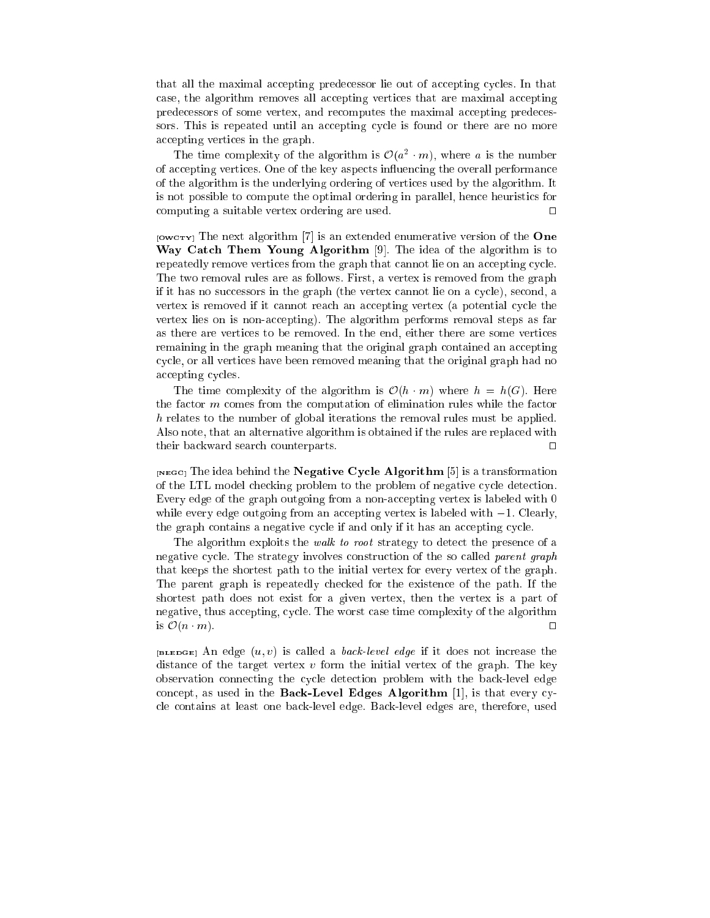that all the maximal accepting predecessor lie out of accepting cycles. In that case, the algorithm removes all accepting vertices that are maximal accepting predecessors of some vertex, and recomputes the maximal accepting predecessors. This is repeated until an accepting cycle is found or there are no more accepting vertices in the graph.

The time complexity of the algorithm is $\mathcal{O}(a^2 \cdot m)$, where $a$ is the number of accepting vertices. One of the key aspects influencing the overall performance of the algorithm is the underlying ordering of vertices used by the algorithm. It is not possible to compute the optimal ordering in parallel, hence heuristics for computing a suitable vertex ordering are used. □

[OWCTY] The next algorithm [7] is an extended enumerative version of the **One Way Catch Them Young Algorithm** [9]. The idea of the algorithm is to repeatedly remove vertices from the graph that cannot lie on an accepting cycle. The two removal rules are as follows. First, a vertex is removed from the graph if it has no successors in the graph (the vertex cannot lie on a cycle), second, a vertex is removed if it cannot reach an accepting vertex (a potential cycle the vertex lies on is non-accepting). The algorithm performs removal steps as far as there are vertices to be removed. In the end, either there are some vertices remaining in the graph meaning that the original graph contained an accepting cycle, or all vertices have been removed meaning that the original graph had no accepting cycles.

The time complexity of the algorithm is $\mathcal{O}(h \cdot m)$ where $h = h(G)$. Here the factor $m$ comes from the computation of elimination rules while the factor $h$ relates to the number of global iterations the removal rules must be applied. Also note, that an alternative algorithm is obtained if the rules are replaced with their backward search counterparts. □

[NEGC] The idea behind the **Negative Cycle Algorithm** [5] is a transformation of the LTL model checking problem to the problem of negative cycle detection. Every edge of the graph outgoing from a non-accepting vertex is labeled with 0 while every edge outgoing from an accepting vertex is labeled with $-1$. Clearly, the graph contains a negative cycle if and only if it has an accepting cycle.

The algorithm exploits the *walk to root* strategy to detect the presence of a negative cycle. The strategy involves construction of the so called *parent graph* that keeps the shortest path to the initial vertex for every vertex of the graph. The parent graph is repeatedly checked for the existence of the path. If the shortest path does not exist for a given vertex, then the vertex is a part of negative, thus accepting, cycle. The worst case time complexity of the algorithm is $\mathcal{O}(n \cdot m)$. □

[BLEDGE] An edge $(u, v)$ is called a *back-level edge* if it does not increase the distance of the target vertex $v$ form the initial vertex of the graph. The key observation connecting the cycle detection problem with the back-level edge concept, as used in the **Back-Level Edges Algorithm** [1], is that every cycle contains at least one back-level edge. Back-level edges are, therefore, used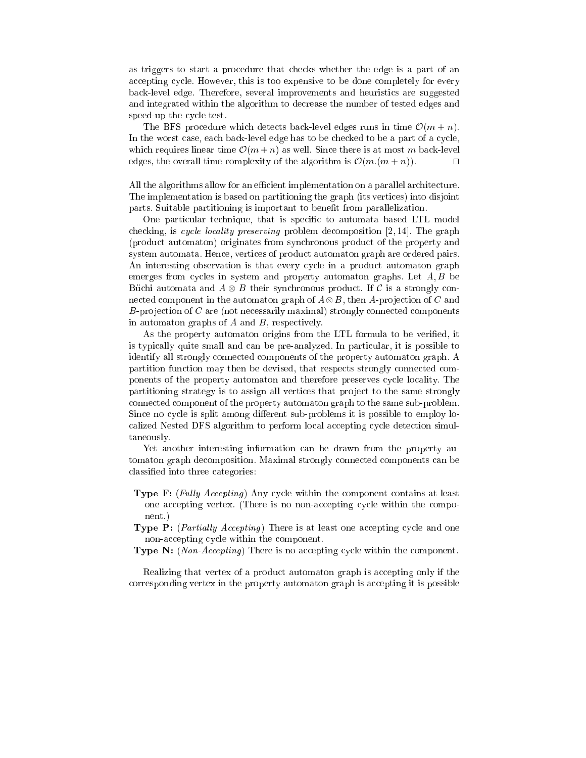as triggers to start a procedure that checks whether the edge is a part of an accepting cycle. However, this is too expensive to be done completely for every back-level edge. Therefore, several improvements and heuristics are suggested and integrated within the algorithm to decrease the number of tested edges and speed-up the cycle test.

The BFS procedure which detects back-level edges runs in time $\mathcal{O}(m+n)$. In the worst case, each back-level edge has to be checked to be a part of a cycle, which requires linear time $\mathcal{O}(m+n)$ as well. Since there is at most $m$ back-level edges, the overall time complexity of the algorithm is $\mathcal{O}(m.(m+n))$. □

All the algorithms allow for an efficient implementation on a parallel architecture. The implementation is based on partitioning the graph (its vertices) into disjoint parts. Suitable partitioning is important to benefit from parallelization.

One particular technique, that is specific to automata based LTL model checking, is *cycle locality preserving* problem decomposition [2, 14]. The graph (product automaton) originates from synchronous product of the property and system automata. Hence, vertices of product automaton graph are ordered pairs. An interesting observation is that every cycle in a product automaton graph emerges from cycles in system and property automaton graphs. Let $A, B$ be Büchi automata and $A \otimes B$ their synchronous product. If $\mathcal{C}$ is a strongly connected component in the automaton graph of $A \otimes B$, then $A$-projection of $C$ and $B$-projection of $C$ are (not necessarily maximal) strongly connected components in automaton graphs of $A$ and $B$, respectively.

As the property automaton origins from the LTL formula to be verified, it is typically quite small and can be pre-analyzed. In particular, it is possible to identify all strongly connected components of the property automaton graph. A partition function may then be devised, that respects strongly connected components of the property automaton and therefore preserves cycle locality. The partitioning strategy is to assign all vertices that project to the same strongly connected component of the property automaton graph to the same sub-problem. Since no cycle is split among different sub-problems it is possible to employ localized Nested DFS algorithm to perform local accepting cycle detection simultaneously.

Yet another interesting information can be drawn from the property automaton graph decomposition. Maximal strongly connected components can be classified into three categories:

- **Type F:** (*Fully Accepting*) Any cycle within the component contains at least one accepting vertex. (There is no non-accepting cycle within the component.)
- **Type P:** (*Partially Accepting*) There is at least one accepting cycle and one non-accepting cycle within the component.
- **Type N:** (*Non-Accepting*) There is no accepting cycle within the component.

Realizing that vertex of a product automaton graph is accepting only if the corresponding vertex in the property automaton graph is accepting it is possible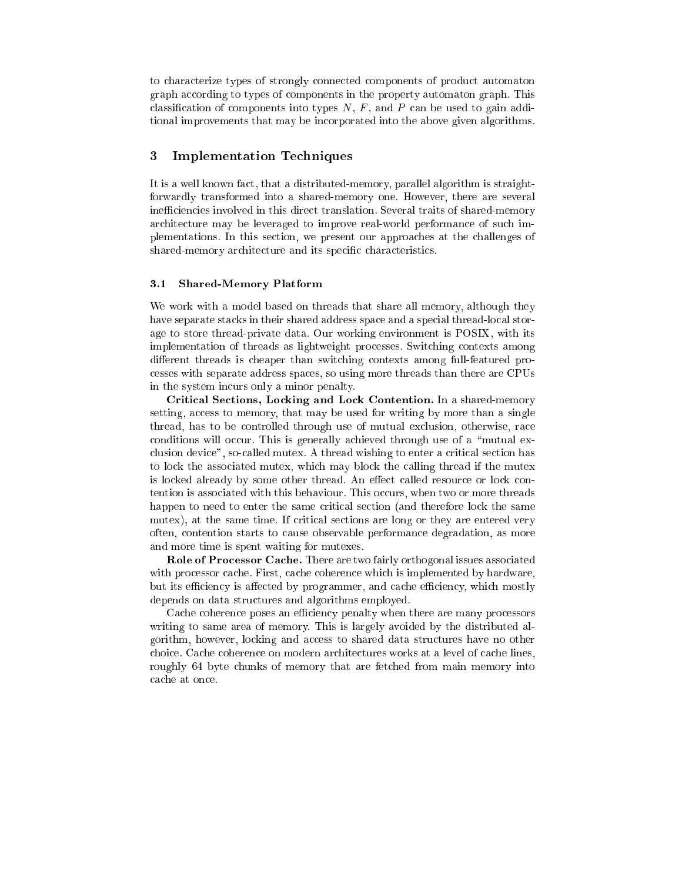to characterize types of strongly connected components of product automaton graph according to types of components in the property automaton graph. This classification of components into types $N$, $F$, and $P$ can be used to gain additional improvements that may be incorporated into the above given algorithms.

## 3 Implementation Techniques

It is a well known fact, that a distributed-memory, parallel algorithm is straightforwardly transformed into a shared-memory one. However, there are several inefficiencies involved in this direct translation. Several traits of shared-memory architecture may be leveraged to improve real-world performance of such implementations. In this section, we present our approaches at the challenges of shared-memory architecture and its specific characteristics.

### 3.1 Shared-Memory Platform

We work with a model based on threads that share all memory, although they have separate stacks in their shared address space and a special thread-local storage to store thread-private data. Our working environment is POSIX, with its implementation of threads as lightweight processes. Switching contexts among different threads is cheaper than switching contexts among full-featured processes with separate address spaces, so using more threads than there are CPUs in the system incurs only a minor penalty.

**Critical Sections, Locking and Lock Contention.** In a shared-memory setting, access to memory, that may be used for writing by more than a single thread, has to be controlled through use of mutual exclusion, otherwise, race conditions will occur. This is generally achieved through use of a "mutual exclusion device", so-called mutex. A thread wishing to enter a critical section has to lock the associated mutex, which may block the calling thread if the mutex is locked already by some other thread. An effect called resource or lock contention is associated with this behaviour. This occurs, when two or more threads happen to need to enter the same critical section (and therefore lock the same mutex), at the same time. If critical sections are long or they are entered very often, contention starts to cause observable performance degradation, as more and more time is spent waiting for mutexes.

**Role of Processor Cache.** There are two fairly orthogonal issues associated with processor cache. First, cache coherence which is implemented by hardware, but its efficiency is affected by programmer, and cache efficiency, which mostly depends on data structures and algorithms employed.

Cache coherence poses an efficiency penalty when there are many processors writing to same area of memory. This is largely avoided by the distributed algorithm, however, locking and access to shared data structures have no other choice. Cache coherence on modern architectures works at a level of cache lines, roughly 64 byte chunks of memory that are fetched from main memory into cache at once.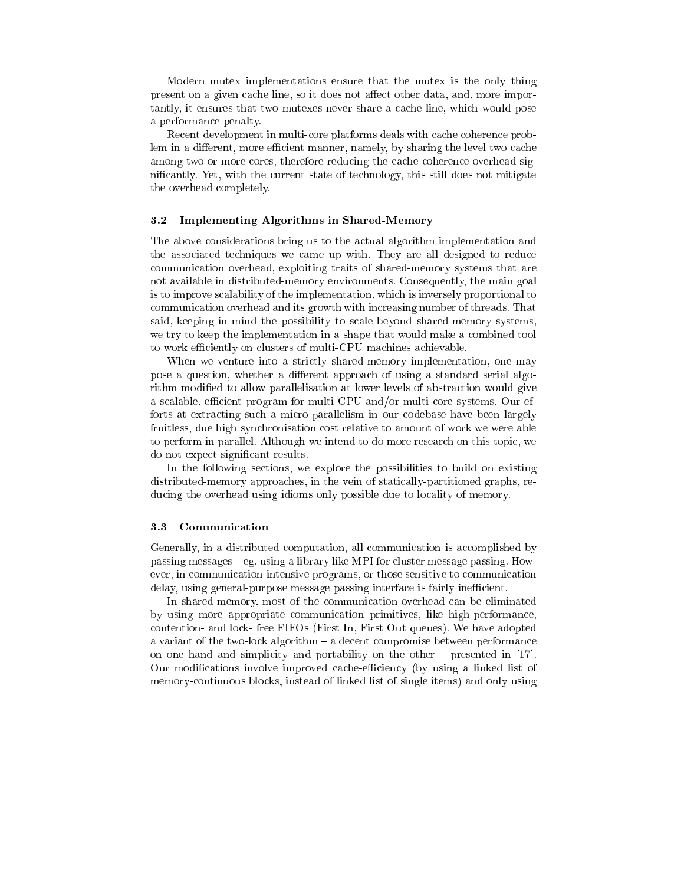Modern mutex implementations ensure that the mutex is the only thing present on a given cache line, so it does not affect other data, and, more importantly, it ensures that two mutexes never share a cache line, which would pose a performance penalty.

Recent development in multi-core platforms deals with cache coherence problem in a different, more efficient manner, namely, by sharing the level two cache among two or more cores, therefore reducing the cache coherence overhead significantly. Yet, with the current state of technology, this still does not mitigate the overhead completely.

### 3.2 Implementing Algorithms in Shared-Memory

The above considerations bring us to the actual algorithm implementation and the associated techniques we came up with. They are all designed to reduce communication overhead, exploiting traits of shared-memory systems that are not available in distributed-memory environments. Consequently, the main goal is to improve scalability of the implementation, which is inversely proportional to communication overhead and its growth with increasing number of threads. That said, keeping in mind the possibility to scale beyond shared-memory systems, we try to keep the implementation in a shape that would make a combined tool to work efficiently on clusters of multi-CPU machines achievable.

When we venture into a strictly shared-memory implementation, one may pose a question, whether a different approach of using a standard serial algorithm modified to allow parallelisation at lower levels of abstraction would give a scalable, efficient program for multi-CPU and/or multi-core systems. Our efforts at extracting such a micro-parallelism in our codebase have been largely fruitless, due high synchronisation cost relative to amount of work we were able to perform in parallel. Although we intend to do more research on this topic, we do not expect significant results.

In the following sections, we explore the possibilities to build on existing distributed-memory approaches, in the vein of statically-partitioned graphs, reducing the overhead using idioms only possible due to locality of memory.

### 3.3 Communication

Generally, in a distributed computation, all communication is accomplished by passing messages – eg. using a library like MPI for cluster message passing. However, in communication-intensive programs, or those sensitive to communication delay, using general-purpose message passing interface is fairly inefficient.

In shared-memory, most of the communication overhead can be eliminated by using more appropriate communication primitives, like high-performance, contention- and lock- free FIFOs (First In, First Out queues). We have adopted a variant of the two-lock algorithm – a decent compromise between performance on one hand and simplicity and portability on the other – presented in [17]. Our modifications involve improved cache-efficiency (by using a linked list of memory-continuous blocks, instead of linked list of single items) and only using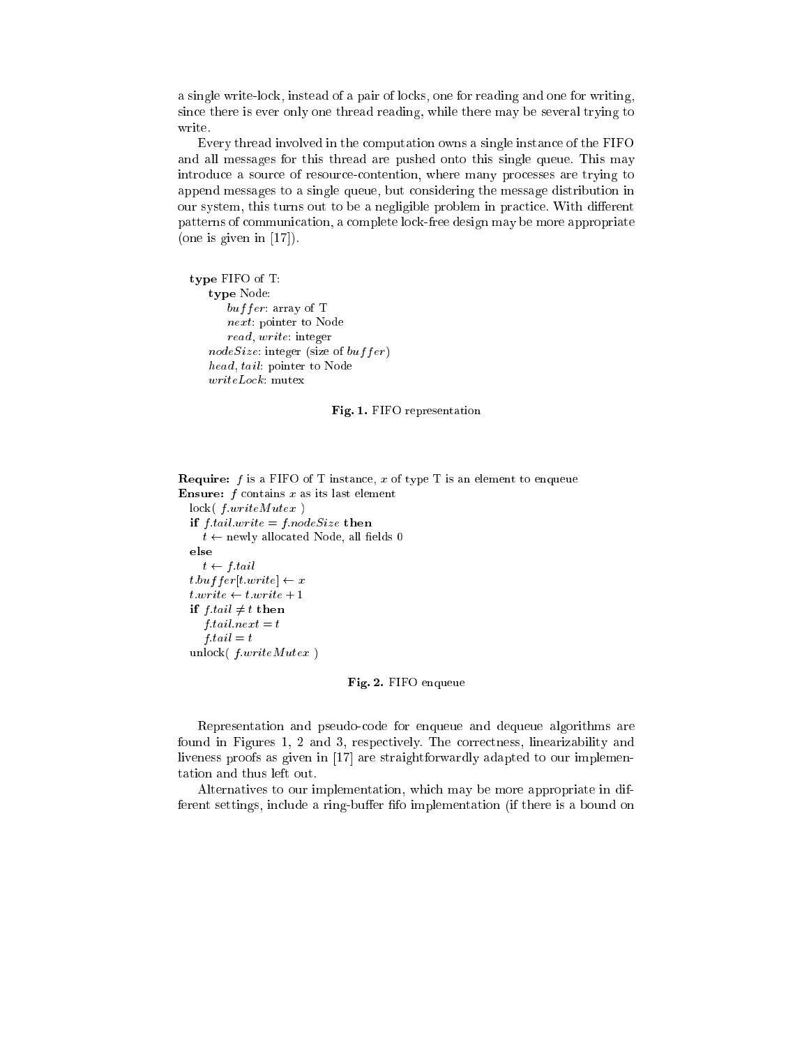a single write-lock, instead of a pair of locks, one for reading and one for writing, since there is ever only one thread reading, while there may be several trying to write.

Every thread involved in the computation owns a single instance of the FIFO and all messages for this thread are pushed onto this single queue. This may introduce a source of resource-contention, where many processes are trying to append messages to a single queue, but considering the message distribution in our system, this turns out to be a negligible problem in practice. With different patterns of communication, a complete lock-free design may be more appropriate (one is given in [17]).

```
type FIFO of T:
    type Node:
        buffer: array of T
        next: pointer to Node
        read, write: integer
    nodeSize: integer (size of buffer)
    head, tail: pointer to Node
    writeLock: mutex
```

**Fig. 1.** FIFO representation

```
Require: f is a FIFO of T instance, x of type T is an element to enqueue
Ensure: f contains x as its last element
  lock( f.writeMutex )
  if f.tail.write = f.nodeSize then
     t ← newly allocated Node, all fields 0
  else
     t ← f.tail
  t.buffer[t.write] ← x
  t.write ← t.write + 1
  if f.tail ≠ t then
     f.tail.next = t
     f.tail = t
  unlock( f.writeMutex )
```

**Fig. 2.** FIFO enqueue

Representation and pseudo-code for enqueue and dequeue algorithms are found in Figures 1, 2 and 3, respectively. The correctness, linearizability and liveness proofs as given in [17] are straightforwardly adapted to our implementation and thus left out.

Alternatives to our implementation, which may be more appropriate in different settings, include a ring-buffer fifo implementation (if there is a bound on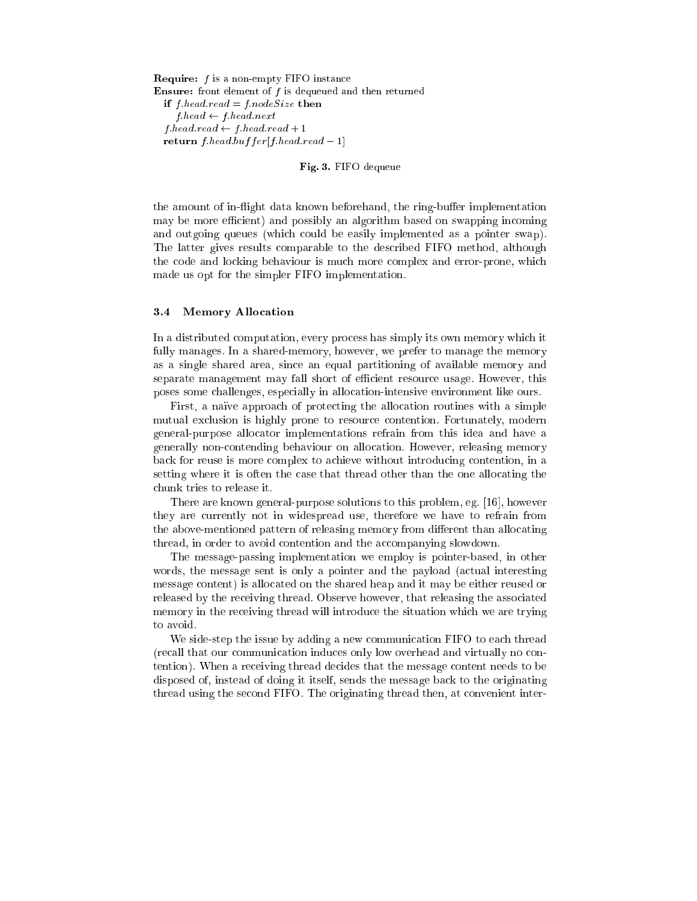**Require:** $f$ is a non-empty FIFO instance
**Ensure:** front element of $f$ is dequeued and then returned

```
if f.head.read = f.nodeSize then
    f.head ← f.head.next
f.head.read ← f.head.read + 1
return f.head.buffer[f.head.read − 1]
```

**Fig. 3.** FIFO dequeue

the amount of in-flight data known beforehand, the ring-buffer implementation may be more efficient) and possibly an algorithm based on swapping incoming and outgoing queues (which could be easily implemented as a pointer swap). The latter gives results comparable to the described FIFO method, although the code and locking behaviour is much more complex and error-prone, which made us opt for the simpler FIFO implementation.

### 3.4 Memory Allocation

In a distributed computation, every process has simply its own memory which it fully manages. In a shared-memory, however, we prefer to manage the memory as a single shared area, since an equal partitioning of available memory and separate management may fall short of efficient resource usage. However, this poses some challenges, especially in allocation-intensive environment like ours.

First, a naïve approach of protecting the allocation routines with a simple mutual exclusion is highly prone to resource contention. Fortunately, modern general-purpose allocator implementations refrain from this idea and have a generally non-contending behaviour on allocation. However, releasing memory back for reuse is more complex to achieve without introducing contention, in a setting where it is often the case that thread other than the one allocating the chunk tries to release it.

There are known general-purpose solutions to this problem, eg. [16], however they are currently not in widespread use, therefore we have to refrain from the above-mentioned pattern of releasing memory from different than allocating thread, in order to avoid contention and the accompanying slowdown.

The message-passing implementation we employ is pointer-based, in other words, the message sent is only a pointer and the payload (actual interesting message content) is allocated on the shared heap and it may be either reused or released by the receiving thread. Observe however, that releasing the associated memory in the receiving thread will introduce the situation which we are trying to avoid.

We side-step the issue by adding a new communication FIFO to each thread (recall that our communication induces only low overhead and virtually no contention). When a receiving thread decides that the message content needs to be disposed of, instead of doing it itself, sends the message back to the originating thread using the second FIFO. The originating thread then, at convenient inter-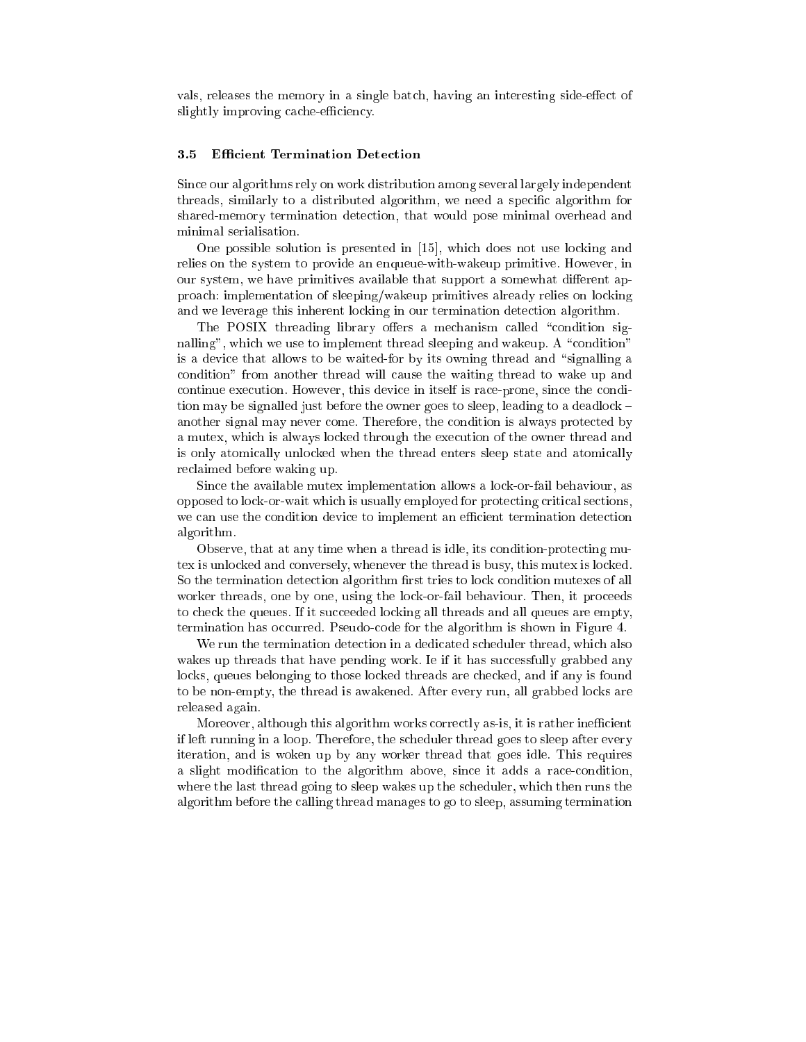vals, releases the memory in a single batch, having an interesting side-effect of slightly improving cache-efficiency.

### 3.5 Efficient Termination Detection

Since our algorithms rely on work distribution among several largely independent threads, similarly to a distributed algorithm, we need a specific algorithm for shared-memory termination detection, that would pose minimal overhead and minimal serialisation.

One possible solution is presented in [15], which does not use locking and relies on the system to provide an enqueue-with-wakeup primitive. However, in our system, we have primitives available that support a somewhat different approach: implementation of sleeping/wakeup primitives already relies on locking and we leverage this inherent locking in our termination detection algorithm.

The POSIX threading library offers a mechanism called "condition signalling", which we use to implement thread sleeping and wakeup. A "condition" is a device that allows to be waited-for by its owning thread and "signalling a condition" from another thread will cause the waiting thread to wake up and continue execution. However, this device in itself is race-prone, since the condition may be signalled just before the owner goes to sleep, leading to a deadlock – another signal may never come. Therefore, the condition is always protected by a mutex, which is always locked through the execution of the owner thread and is only atomically unlocked when the thread enters sleep state and atomically reclaimed before waking up.

Since the available mutex implementation allows a lock-or-fail behaviour, as opposed to lock-or-wait which is usually employed for protecting critical sections, we can use the condition device to implement an efficient termination detection algorithm.

Observe, that at any time when a thread is idle, its condition-protecting mutex is unlocked and conversely, whenever the thread is busy, this mutex is locked. So the termination detection algorithm first tries to lock condition mutexes of all worker threads, one by one, using the lock-or-fail behaviour. Then, it proceeds to check the queues. If it succeeded locking all threads and all queues are empty, termination has occurred. Pseudo-code for the algorithm is shown in Figure 4.

We run the termination detection in a dedicated scheduler thread, which also wakes up threads that have pending work. Ie if it has successfully grabbed any locks, queues belonging to those locked threads are checked, and if any is found to be non-empty, the thread is awakened. After every run, all grabbed locks are released again.

Moreover, although this algorithm works correctly as-is, it is rather inefficient if left running in a loop. Therefore, the scheduler thread goes to sleep after every iteration, and is woken up by any worker thread that goes idle. This requires a slight modification to the algorithm above, since it adds a race-condition, where the last thread going to sleep wakes up the scheduler, which then runs the algorithm before the calling thread manages to go to sleep, assuming termination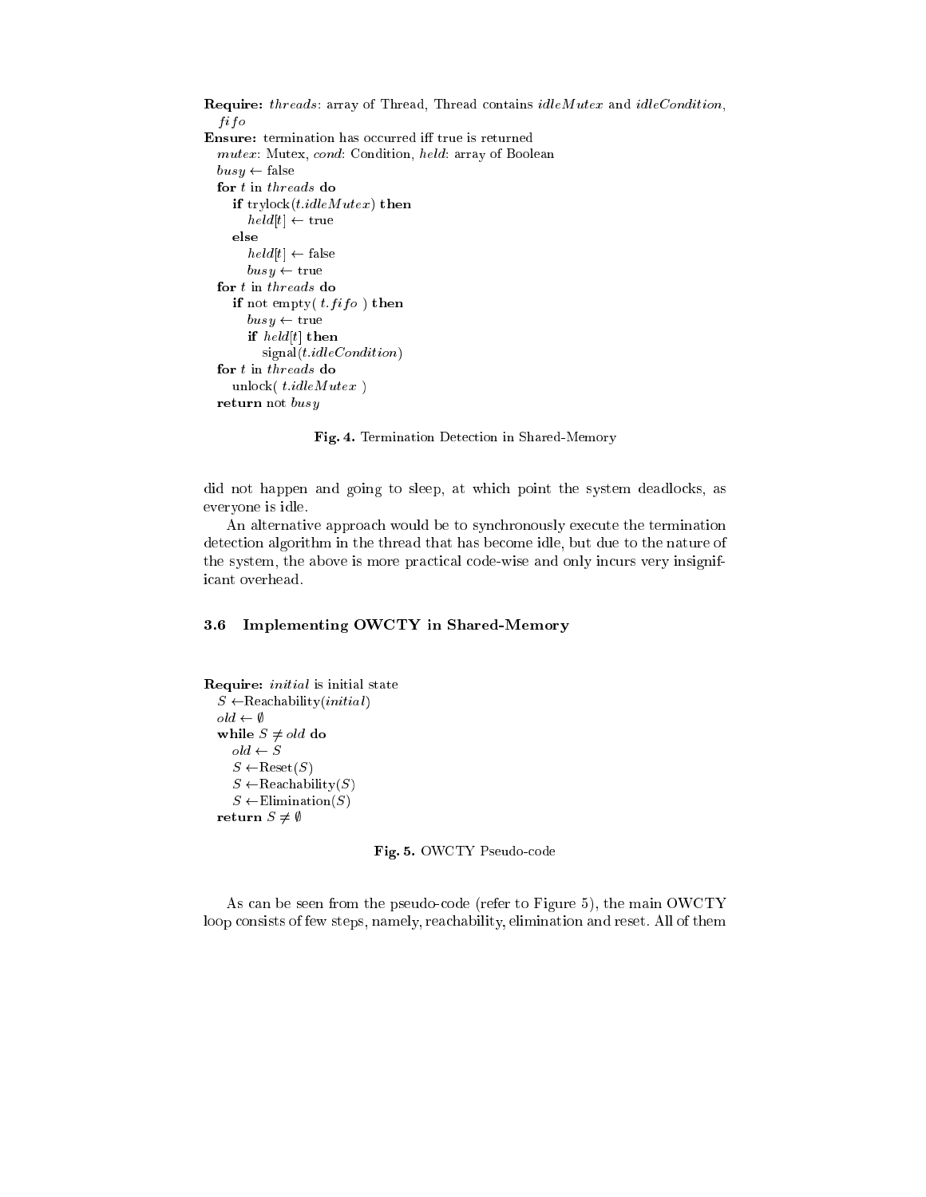**Require:** *threads*: array of Thread, Thread contains *idleMutex* and *idleCondition*, *fifo*
**Ensure:** termination has occurred iff true is returned

```
mutex: Mutex, cond: Condition, held: array of Boolean
busy ← false
for t in threads do
   if trylock(t.idleMutex) then
      held[t] ← true
   else
      held[t] ← false
      busy ← true
for t in threads do
   if not empty( t.fifo ) then
      busy ← true
      if held[t] then
         signal(t.idleCondition)
for t in threads do
   unlock( t.idleMutex )
return not busy
```

**Fig. 4.** Termination Detection in Shared-Memory

did not happen and going to sleep, at which point the system deadlocks, as everyone is idle.

An alternative approach would be to synchronously execute the termination detection algorithm in the thread that has become idle, but due to the nature of the system, the above is more practical code-wise and only incurs very insignificant overhead.

### 3.6 Implementing OWCTY in Shared-Memory

**Require:** *initial* is initial state

```
S ← Reachability(initial)
old ← ∅
while S ≠ old do
   old ← S
   S ← Reset(S)
   S ← Reachability(S)
   S ← Elimination(S)
return S ≠ ∅
```

**Fig. 5.** OWCTY Pseudo-code

As can be seen from the pseudo-code (refer to Figure 5), the main OWCTY loop consists of few steps, namely, reachability, elimination and reset. All of them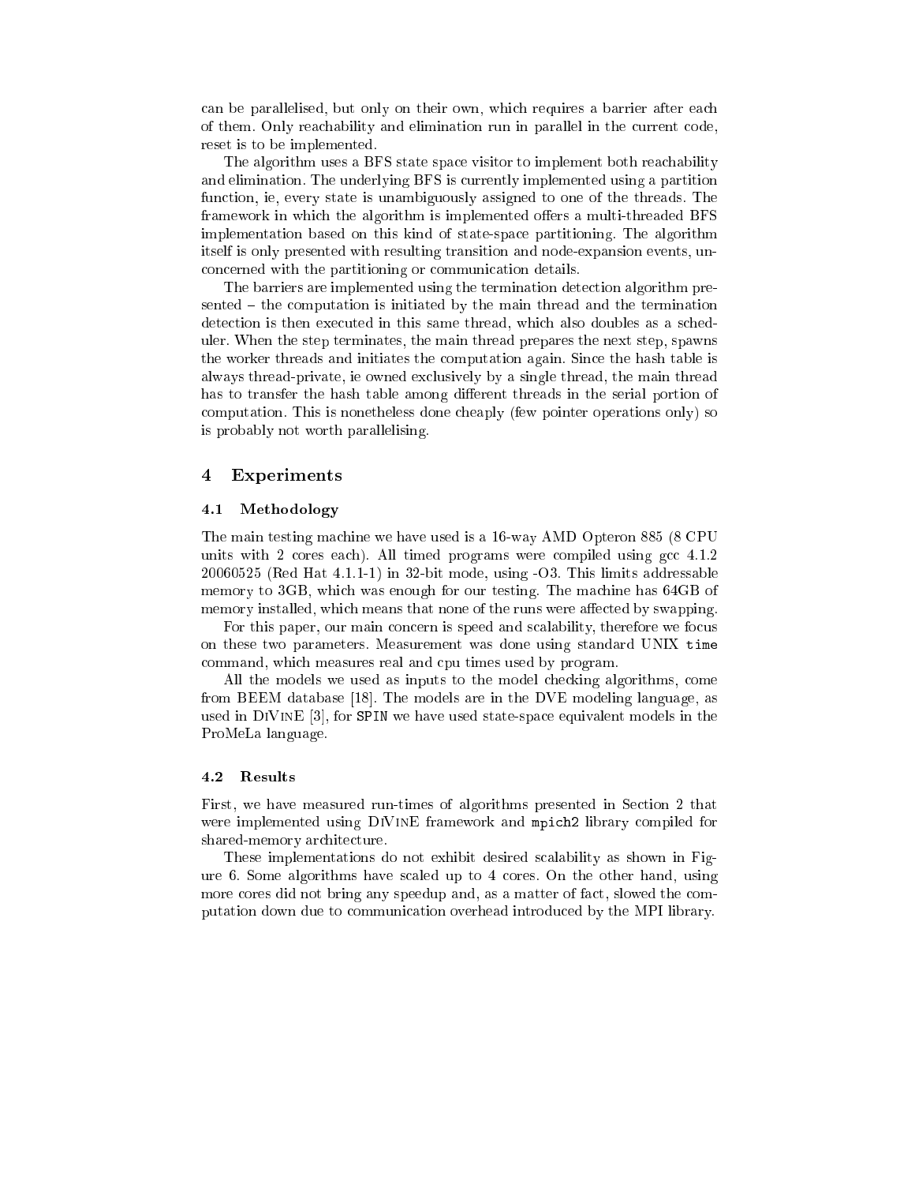can be parallelised, but only on their own, which requires a barrier after each of them. Only reachability and elimination run in parallel in the current code, reset is to be implemented.

The algorithm uses a BFS state space visitor to implement both reachability and elimination. The underlying BFS is currently implemented using a partition function, ie, every state is unambiguously assigned to one of the threads. The framework in which the algorithm is implemented offers a multi-threaded BFS implementation based on this kind of state-space partitioning. The algorithm itself is only presented with resulting transition and node-expansion events, unconcerned with the partitioning or communication details.

The barriers are implemented using the termination detection algorithm presented – the computation is initiated by the main thread and the termination detection is then executed in this same thread, which also doubles as a scheduler. When the step terminates, the main thread prepares the next step, spawns the worker threads and initiates the computation again. Since the hash table is always thread-private, ie owned exclusively by a single thread, the main thread has to transfer the hash table among different threads in the serial portion of computation. This is nonetheless done cheaply (few pointer operations only) so is probably not worth parallelising.

## 4 Experiments

### 4.1 Methodology

The main testing machine we have used is a 16-way AMD Opteron 885 (8 CPU units with 2 cores each). All timed programs were compiled using gcc 4.1.2 20060525 (Red Hat 4.1.1-1) in 32-bit mode, using -O3. This limits addressable memory to 3GB, which was enough for our testing. The machine has 64GB of memory installed, which means that none of the runs were affected by swapping.

For this paper, our main concern is speed and scalability, therefore we focus on these two parameters. Measurement was done using standard UNIX `time` command, which measures real and cpu times used by program.

All the models we used as inputs to the model checking algorithms, come from BEEM database [18]. The models are in the DVE modeling language, as used in DiVinE [3], for `SPIN` we have used state-space equivalent models in the ProMeLa language.

### 4.2 Results

First, we have measured run-times of algorithms presented in Section 2 that were implemented using DiVinE framework and `mpich2` library compiled for shared-memory architecture.

These implementations do not exhibit desired scalability as shown in Figure 6. Some algorithms have scaled up to 4 cores. On the other hand, using more cores did not bring any speedup and, as a matter of fact, slowed the computation down due to communication overhead introduced by the MPI library.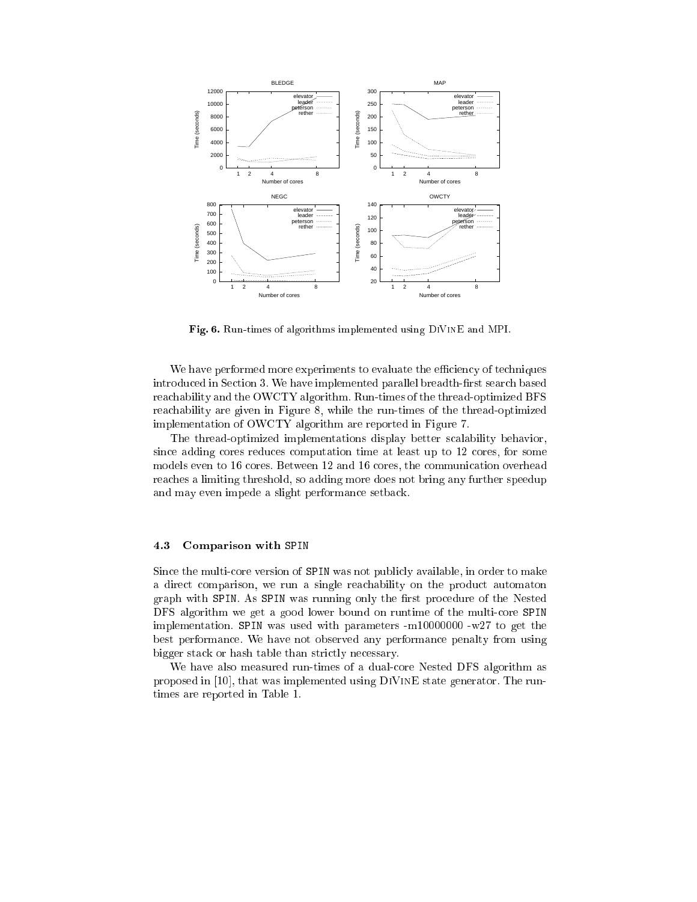**Fig. 6.** Run-times of algorithms implemented using DiVinE and MPI.

We have performed more experiments to evaluate the efficiency of techniques introduced in Section 3. We have implemented parallel breadth-first search based reachability and the OWCTY algorithm. Run-times of the thread-optimized BFS reachability are given in Figure 8, while the run-times of the thread-optimized implementation of OWCTY algorithm are reported in Figure 7.

The thread-optimized implementations display better scalability behavior, since adding cores reduces computation time at least up to 12 cores, for some models even to 16 cores. Between 12 and 16 cores, the communication overhead reaches a limiting threshold, so adding more does not bring any further speedup and may even impede a slight performance setback.

### 4.3 Comparison with SPIN

Since the multi-core version of SPIN was not publicly available, in order to make a direct comparison, we run a single reachability on the product automaton graph with SPIN. As SPIN was running only the first procedure of the Nested DFS algorithm we get a good lower bound on runtime of the multi-core SPIN implementation. SPIN was used with parameters -m10000000 -w27 to get the best performance. We have not observed any performance penalty from using bigger stack or hash table than strictly necessary.

We have also measured run-times of a dual-core Nested DFS algorithm as proposed in [10], that was implemented using DiVinE state generator. The run-times are reported in Table 1.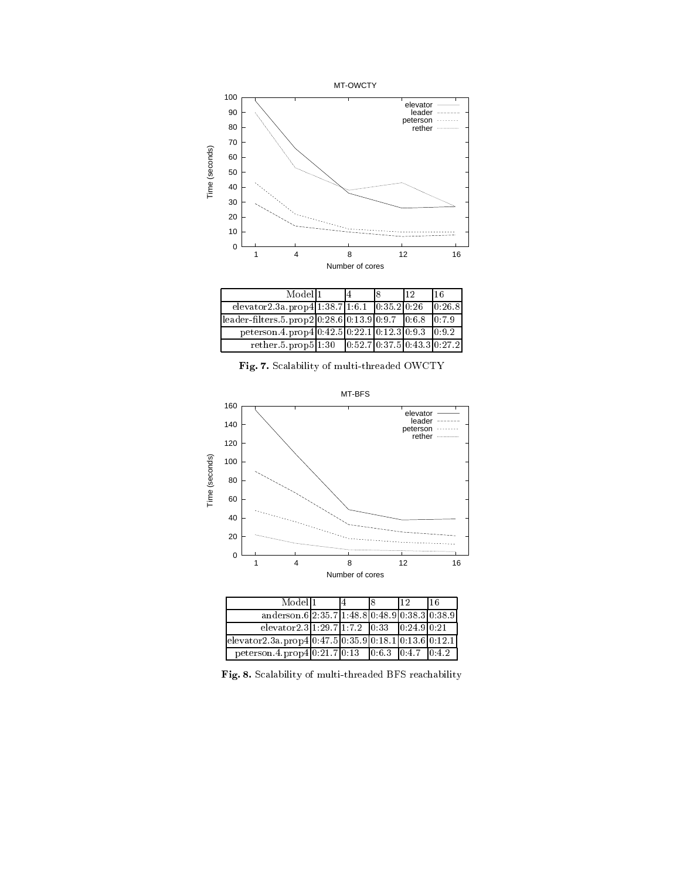| Model | 1 | 4 | 8 | 12 | 16 |
|---|---|---|---|---|---|
| elevator2.3a.prop4 | 1:38.7 | 1:6.1 | 0:35.2 | 0:26 | 0:26.8 |
| leader-filters.5.prop2 | 0:28.6 | 0:13.9 | 0:9.7 | 0:6.8 | 0:7.9 |
| peterson.4.prop4 | 0:42.5 | 0:22.1 | 0:12.3 | 0:9.3 | 0:9.2 |
| rether.5.prop5 | 1:30 | 0:52.7 | 0:37.5 | 0:43.3 | 0:27.2 |

**Fig. 7.** Scalability of multi-threaded OWCTY

| Model | 1 | 4 | 8 | 12 | 16 |
|---|---|---|---|---|---|
| anderson.6 | 2:35.7 | 1:48.8 | 0:48.9 | 0:38.3 | 0:38.9 |
| elevator2.3 | 1:29.7 | 1:7.2 | 0:33 | 0:24.9 | 0:21 |
| elevator2.3a.prop4 | 0:47.5 | 0:35.9 | 0:18.1 | 0:13.6 | 0:12.1 |
| peterson.4.prop4 | 0:21.7 | 0:13 | 0:6.3 | 0:4.7 | 0:4.2 |

**Fig. 8.** Scalability of multi-threaded BFS reachability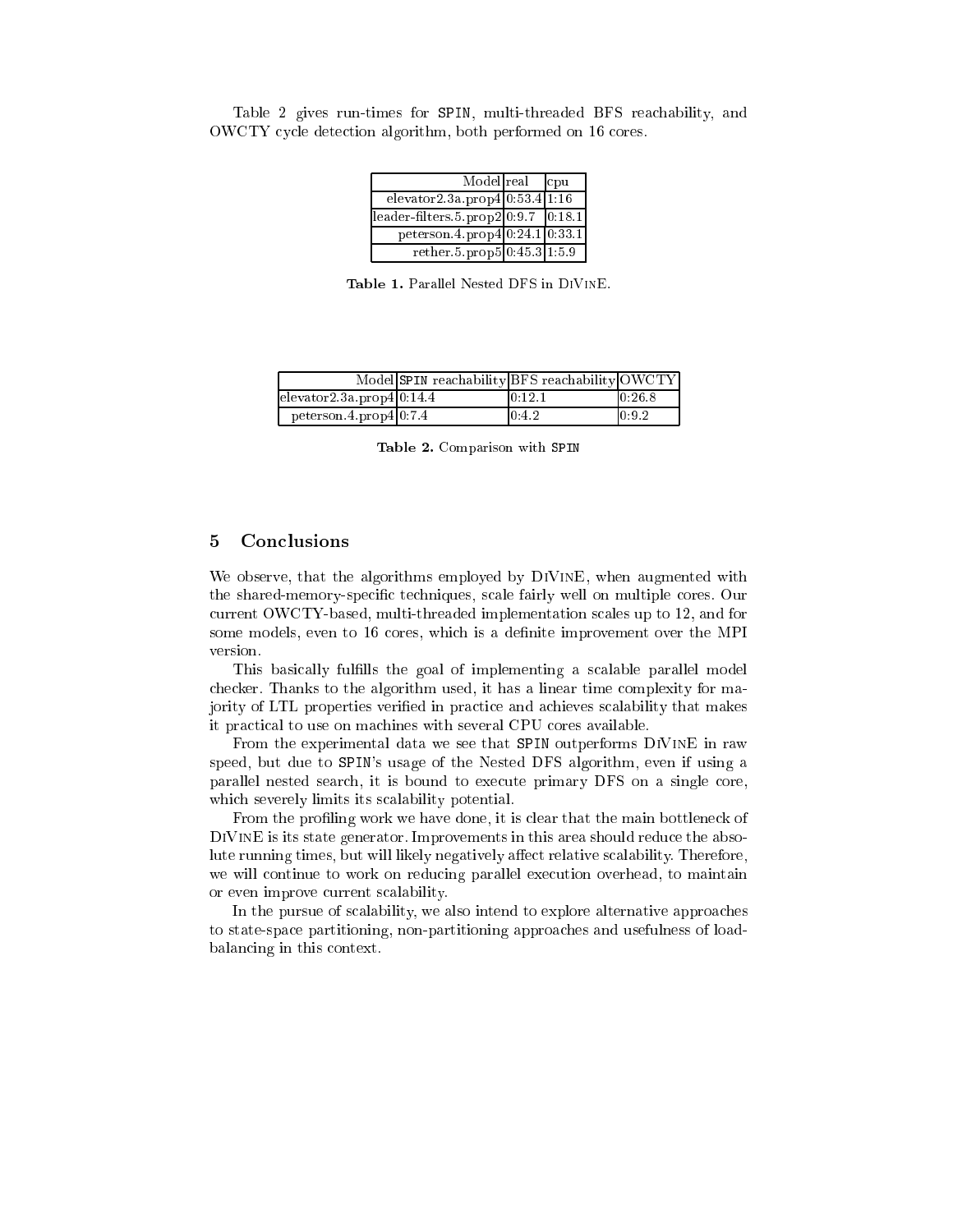Table 2 gives run-times for SPIN, multi-threaded BFS reachability, and OWCTY cycle detection algorithm, both performed on 16 cores.

| Model | real | cpu |
|---|---|---|
| elevator2.3a.prop4 | 0:53.4 | 1:16 |
| leader-filters.5.prop2 | 0:9.7 | 0:18.1 |
| peterson.4.prop4 | 0:24.1 | 0:33.1 |
| rether.5.prop5 | 0:45.3 | 1:5.9 |

**Table 1.** Parallel Nested DFS in DiVinE.

| Model | SPIN reachability | BFS reachability | OWCTY |
|---|---|---|---|
| elevator2.3a.prop4 | 0:14.4 | 0:12.1 | 0:26.8 |
| peterson.4.prop4 | 0:7.4 | 0:4.2 | 0:9.2 |

**Table 2.** Comparison with SPIN

## 5 Conclusions

We observe, that the algorithms employed by DiVinE, when augmented with the shared-memory-specific techniques, scale fairly well on multiple cores. Our current OWCTY-based, multi-threaded implementation scales up to 12, and for some models, even to 16 cores, which is a definite improvement over the MPI version.

This basically fulfills the goal of implementing a scalable parallel model checker. Thanks to the algorithm used, it has a linear time complexity for majority of LTL properties verified in practice and achieves scalability that makes it practical to use on machines with several CPU cores available.

From the experimental data we see that SPIN outperforms DiVinE in raw speed, but due to SPIN's usage of the Nested DFS algorithm, even if using a parallel nested search, it is bound to execute primary DFS on a single core, which severely limits its scalability potential.

From the profiling work we have done, it is clear that the main bottleneck of DiVinE is its state generator. Improvements in this area should reduce the absolute running times, but will likely negatively affect relative scalability. Therefore, we will continue to work on reducing parallel execution overhead, to maintain or even improve current scalability.

In the pursue of scalability, we also intend to explore alternative approaches to state-space partitioning, non-partitioning approaches and usefulness of load-balancing in this context.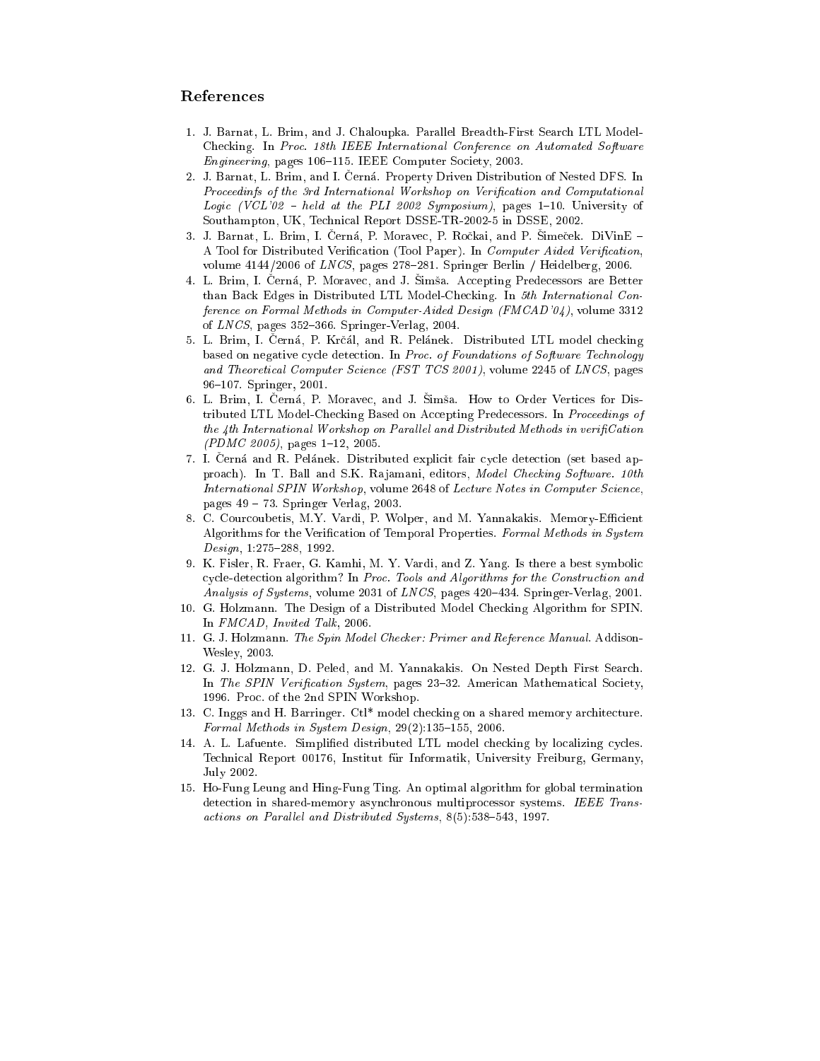## References

1. J. Barnat, L. Brim, and J. Chaloupka. Parallel Breadth-First Search LTL Model-Checking. In *Proc. 18th IEEE International Conference on Automated Software Engineering*, pages 106–115. IEEE Computer Society, 2003.
2. J. Barnat, L. Brim, and I. Černá. Property Driven Distribution of Nested DFS. In *Proceedinfs of the 3rd International Workshop on Verification and Computational Logic (VCL'02 – held at the PLI 2002 Symposium)*, pages 1–10. University of Southampton, UK, Technical Report DSSE-TR-2002-5 in DSSE, 2002.
3. J. Barnat, L. Brim, I. Černá, P. Moravec, P. Ročkai, and P. Šimeček. DiVinE – A Tool for Distributed Verification (Tool Paper). In *Computer Aided Verification*, volume 4144/2006 of *LNCS*, pages 278–281. Springer Berlin / Heidelberg, 2006.
4. L. Brim, I. Černá, P. Moravec, and J. Šimša. Accepting Predecessors are Better than Back Edges in Distributed LTL Model-Checking. In *5th International Conference on Formal Methods in Computer-Aided Design (FMCAD'04)*, volume 3312 of *LNCS*, pages 352–366. Springer-Verlag, 2004.
5. L. Brim, I. Černá, P. Krčál, and R. Pelánek. Distributed LTL model checking based on negative cycle detection. In *Proc. of Foundations of Software Technology and Theoretical Computer Science (FST TCS 2001)*, volume 2245 of *LNCS*, pages 96–107. Springer, 2001.
6. L. Brim, I. Černá, P. Moravec, and J. Šimša. How to Order Vertices for Distributed LTL Model-Checking Based on Accepting Predecessors. In *Proceedings of the 4th International Workshop on Parallel and Distributed Methods in verifiCation (PDMC 2005)*, pages 1–12, 2005.
7. I. Černá and R. Pelánek. Distributed explicit fair cycle detection (set based approach). In T. Ball and S.K. Rajamani, editors, *Model Checking Software. 10th International SPIN Workshop*, volume 2648 of *Lecture Notes in Computer Science*, pages 49 – 73. Springer Verlag, 2003.
8. C. Courcoubetis, M.Y. Vardi, P. Wolper, and M. Yannakakis. Memory-Efficient Algorithms for the Verification of Temporal Properties. *Formal Methods in System Design*, 1:275–288, 1992.
9. K. Fisler, R. Fraer, G. Kamhi, M. Y. Vardi, and Z. Yang. Is there a best symbolic cycle-detection algorithm? In *Proc. Tools and Algorithms for the Construction and Analysis of Systems*, volume 2031 of *LNCS*, pages 420–434. Springer-Verlag, 2001.
10. G. Holzmann. The Design of a Distributed Model Checking Algorithm for SPIN. In *FMCAD, Invited Talk*, 2006.
11. G. J. Holzmann. *The Spin Model Checker: Primer and Reference Manual*. Addison-Wesley, 2003.
12. G. J. Holzmann, D. Peled, and M. Yannakakis. On Nested Depth First Search. In *The SPIN Verification System*, pages 23–32. American Mathematical Society, 1996. Proc. of the 2nd SPIN Workshop.
13. C. Inggs and H. Barringer. Ctl* model checking on a shared memory architecture. *Formal Methods in System Design*, 29(2):135–155, 2006.
14. A. L. Lafuente. Simplified distributed LTL model checking by localizing cycles. Technical Report 00176, Institut für Informatik, University Freiburg, Germany, July 2002.
15. Ho-Fung Leung and Hing-Fung Ting. An optimal algorithm for global termination detection in shared-memory asynchronous multiprocessor systems. *IEEE Transactions on Parallel and Distributed Systems*, 8(5):538–543, 1997.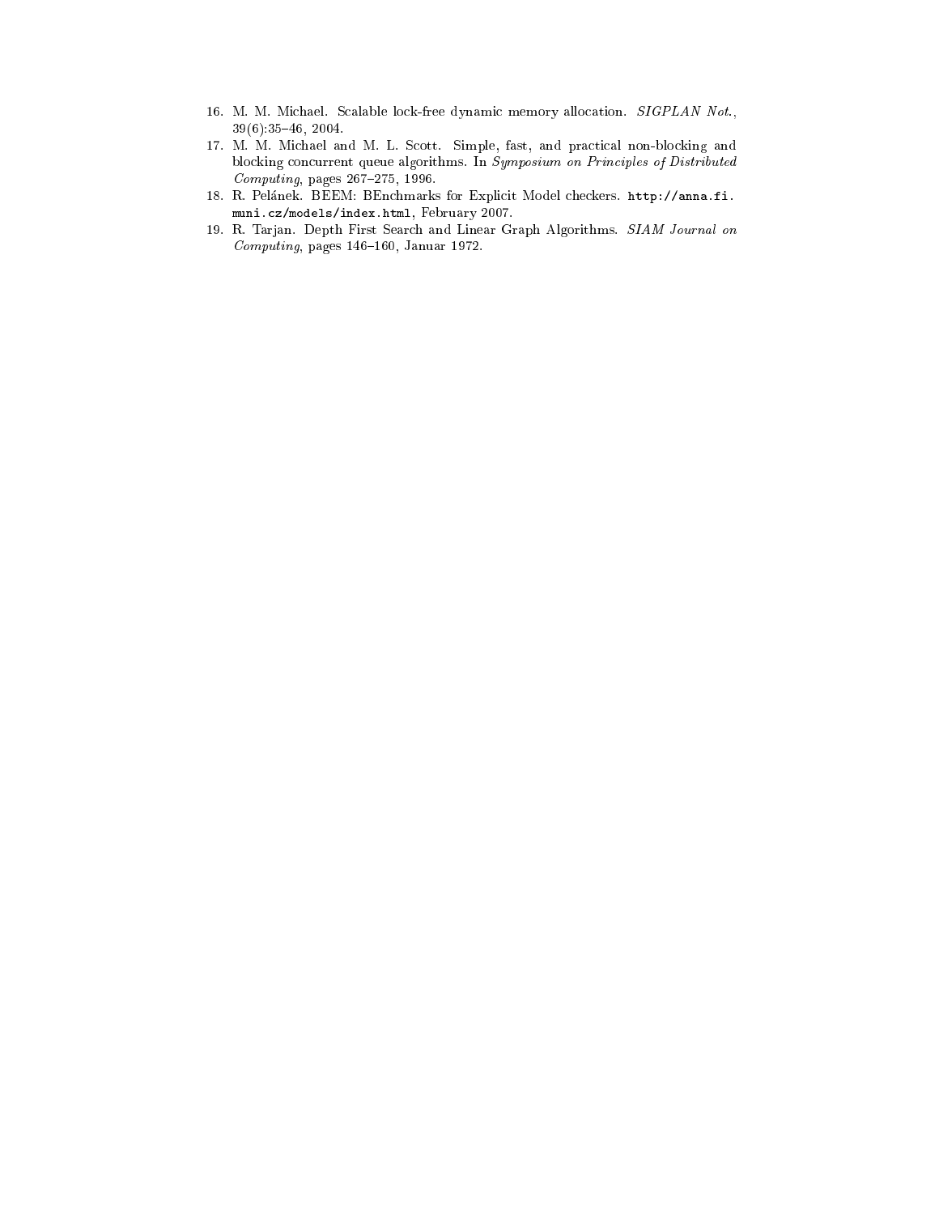16. M. M. Michael. Scalable lock-free dynamic memory allocation. *SIGPLAN Not.*, 39(6):35–46, 2004.
17. M. M. Michael and M. L. Scott. Simple, fast, and practical non-blocking and blocking concurrent queue algorithms. In *Symposium on Principles of Distributed Computing*, pages 267–275, 1996.
18. R. Pelánek. BEEM: BEnchmarks for Explicit Model checkers. `http://anna.fi.muni.cz/models/index.html`, February 2007.
19. R. Tarjan. Depth First Search and Linear Graph Algorithms. *SIAM Journal on Computing*, pages 146–160, Januar 1972.